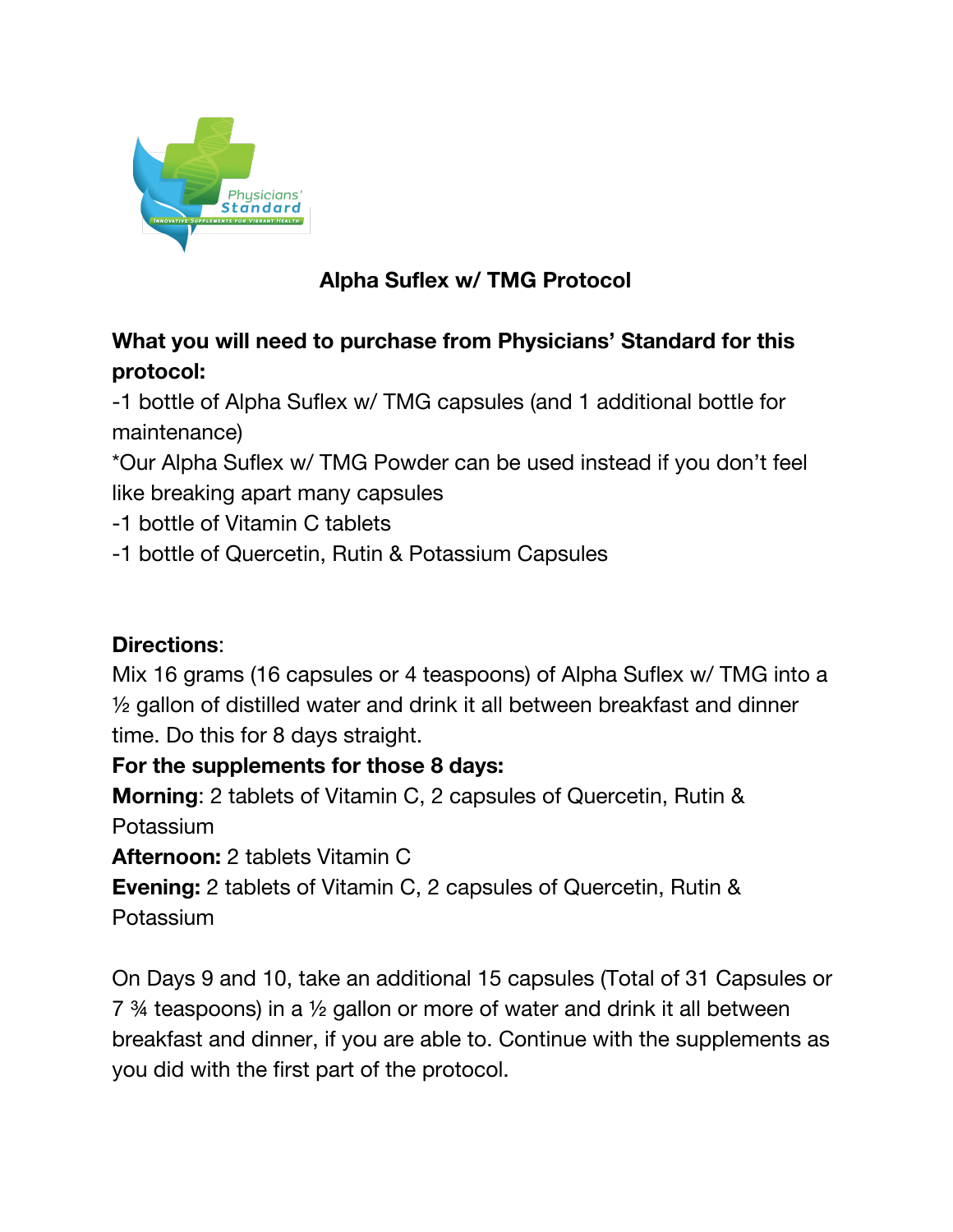# Alpha Suflex w/ TMG Protocol

**What you will need to purchase from Physicians' Standard for this protocol:**

-1 bottle of Alpha Suflex w/ TMG capsules (and 1 additional bottle for maintenance)

*Our Alpha Suflex w/ TMG Powder can be used instead if you don't feel like breaking apart many capsules

-1 bottle of Vitamin C tablets

-1 bottle of Quercetin, Rutin & Potassium Capsules

**Directions**:

Mix 16 grams (16 capsules or 4 teaspoons) of Alpha Suflex w/ TMG into a ½ gallon of distilled water and drink it all between breakfast and dinner time. Do this for 8 days straight.

**For the supplements for those 8 days:**

**Morning**: 2 tablets of Vitamin C, 2 capsules of Quercetin, Rutin & Potassium

**Afternoon:** 2 tablets Vitamin C

**Evening:** 2 tablets of Vitamin C, 2 capsules of Quercetin, Rutin & Potassium

On Days 9 and 10, take an additional 15 capsules (Total of 31 Capsules or 7 ¾ teaspoons) in a ½ gallon or more of water and drink it all between breakfast and dinner, if you are able to. Continue with the supplements as you did with the first part of the protocol.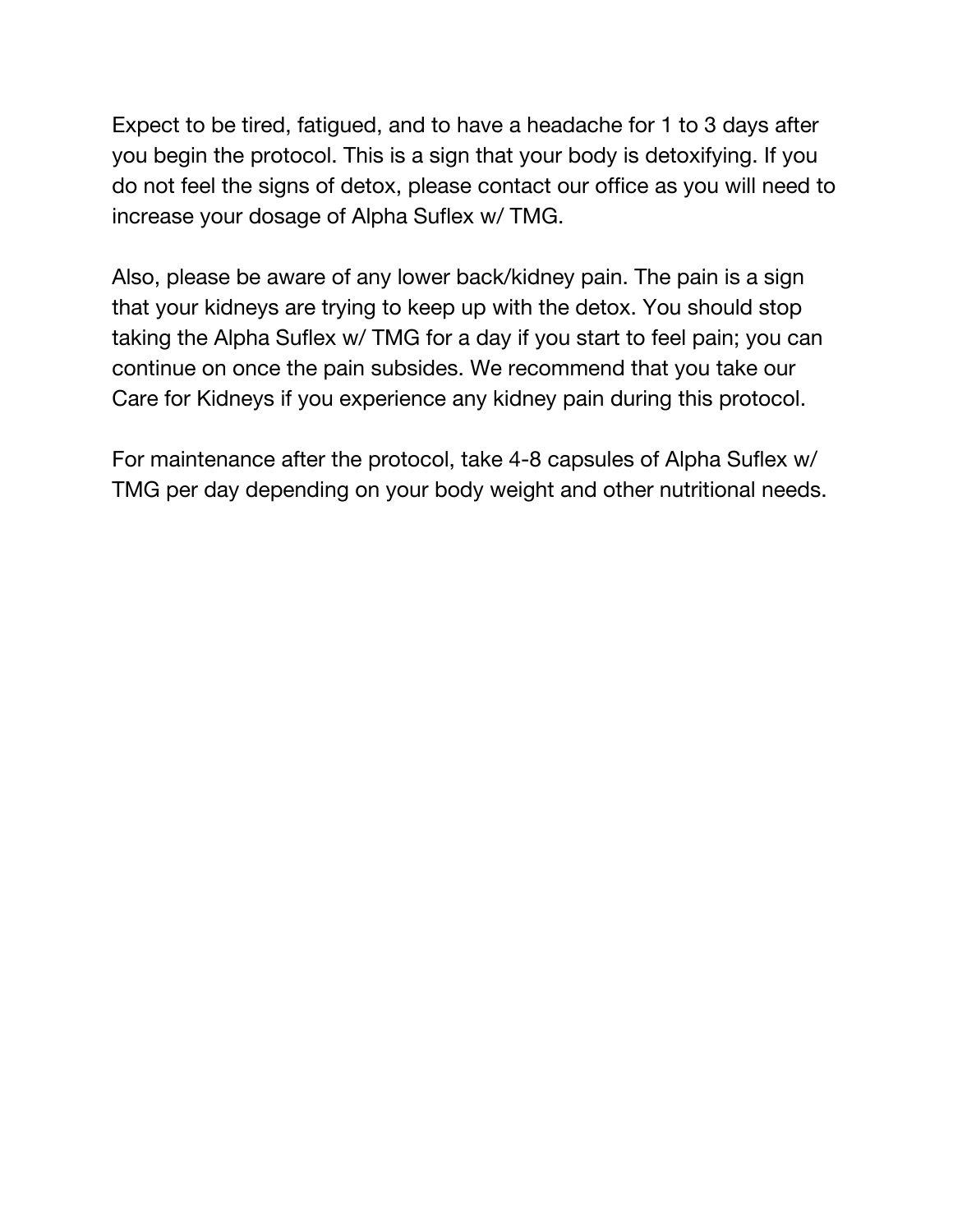Expect to be tired, fatigued, and to have a headache for 1 to 3 days after you begin the protocol. This is a sign that your body is detoxifying. If you do not feel the signs of detox, please contact our office as you will need to increase your dosage of Alpha Suflex w/ TMG.

Also, please be aware of any lower back/kidney pain. The pain is a sign that your kidneys are trying to keep up with the detox. You should stop taking the Alpha Suflex w/ TMG for a day if you start to feel pain; you can continue on once the pain subsides. We recommend that you take our Care for Kidneys if you experience any kidney pain during this protocol.

For maintenance after the protocol, take 4-8 capsules of Alpha Suflex w/ TMG per day depending on your body weight and other nutritional needs.